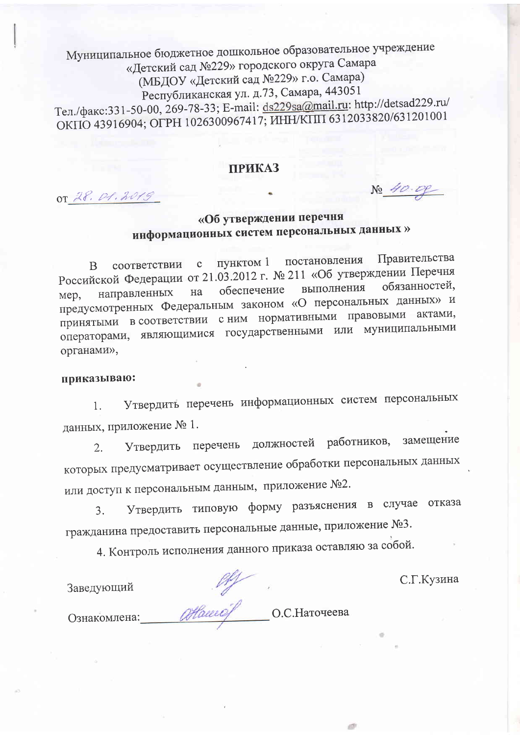Муниципальное бюджетное дошкольное образовательное учреждение
«Детский сад №229» городского округа Самара
(МБДОУ «Детский сад №229» г.о. Самара)
Республиканская ул. д.73, Самара, 443051
Тел./факс:331-50-00, 269-78-33; E-mail: ds229sa@mail.ru: http://detsad229.ru/
ОКПО 43916904; ОГРН 1026300967417; ИНН/КПП 6312033820/631201001

## ПРИКАЗ

от 28.01.2019 № 40-од

### «Об утверждении перечня информационных систем персональных данных »

В соответствии с пунктом 1 постановления Правительства Российской Федерации от 21.03.2012 г. № 211 «Об утверждении Перечня мер, направленных на обеспечение выполнения обязанностей, предусмотренных Федеральным законом «О персональных данных» и принятыми в соответствии с ним нормативными правовыми актами, операторами, являющимися государственными или муниципальными органами»,

**приказываю:**

1. Утвердить перечень информационных систем персональных данных, приложение № 1.
2. Утвердить перечень должностей работников, замещение которых предусматривает осуществление обработки персональных данных или доступ к персональным данным, приложение №2.
3. Утвердить типовую форму разъяснения в случае отказа гражданина предоставить персональные данные, приложение №3.
4. Контроль исполнения данного приказа оставляю за собой.

Заведующий С.Г.Кузина

Ознакомлена: О.С.Наточеева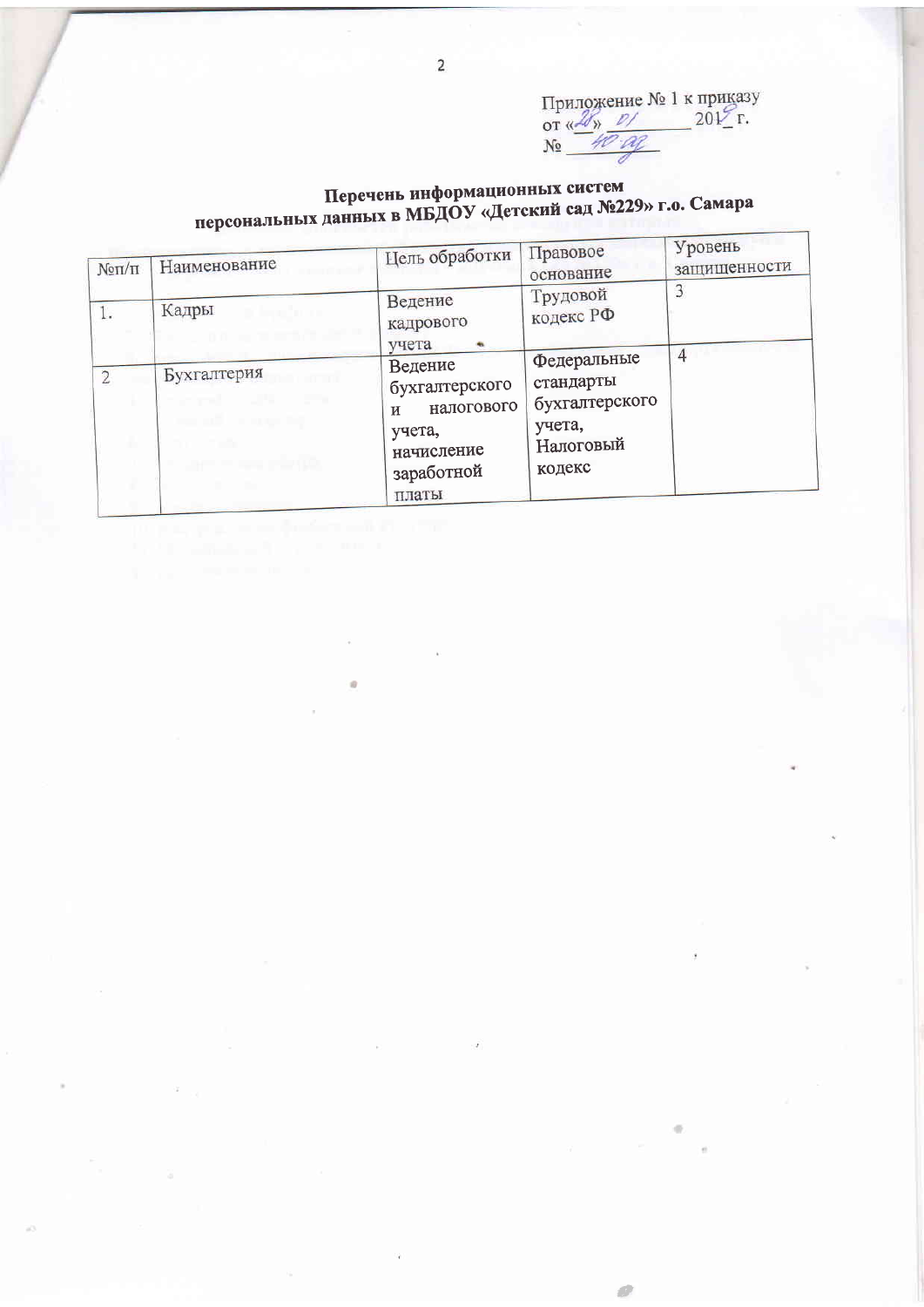Приложение № 1 к приказу
от «28» 01 2019 г.
№ 40-од

**Перечень информационных систем персональных данных в МБДОУ «Детский сад №229» г.о. Самара**

| №п/п | Наименование | Цель обработки | Правовое основание | Уровень защищенности |
|---|---|---|---|---|
| 1. | Кадры | Ведение кадрового учета | Трудовой кодекс РФ | 3 |
| 2 | Бухгалтерия | Ведение бухгалтерского и налогового учета, начисление заработной платы | Федеральные стандарты бухгалтерского учета, Налоговый кодекс | 4 |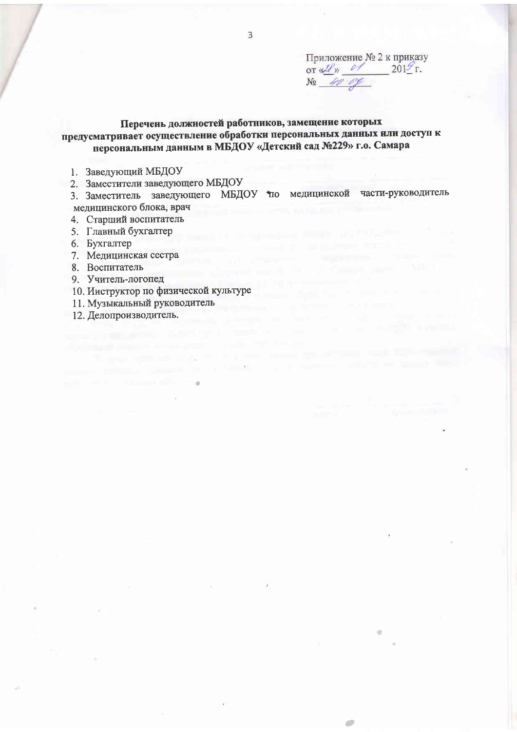Приложение № 2 к приказу
от «28» 01 2019 г.
№ 40-08

**Перечень должностей работников, замещение которых предусматривает осуществление обработки персональных данных или доступ к персональным данным в МБДОУ «Детский сад №229» г.о. Самара**

1. Заведующий МБДОУ
2. Заместители заведующего МБДОУ
3. Заместитель заведующего МБДОУ по медицинской части-руководитель медицинского блока, врач
4. Старший воспитатель
5. Главный бухгалтер
6. Бухгалтер
7. Медицинская сестра
8. Воспитатель
9. Учитель-логопед
10. Инструктор по физической культуре
11. Музыкальный руководитель
12. Делопроизводитель.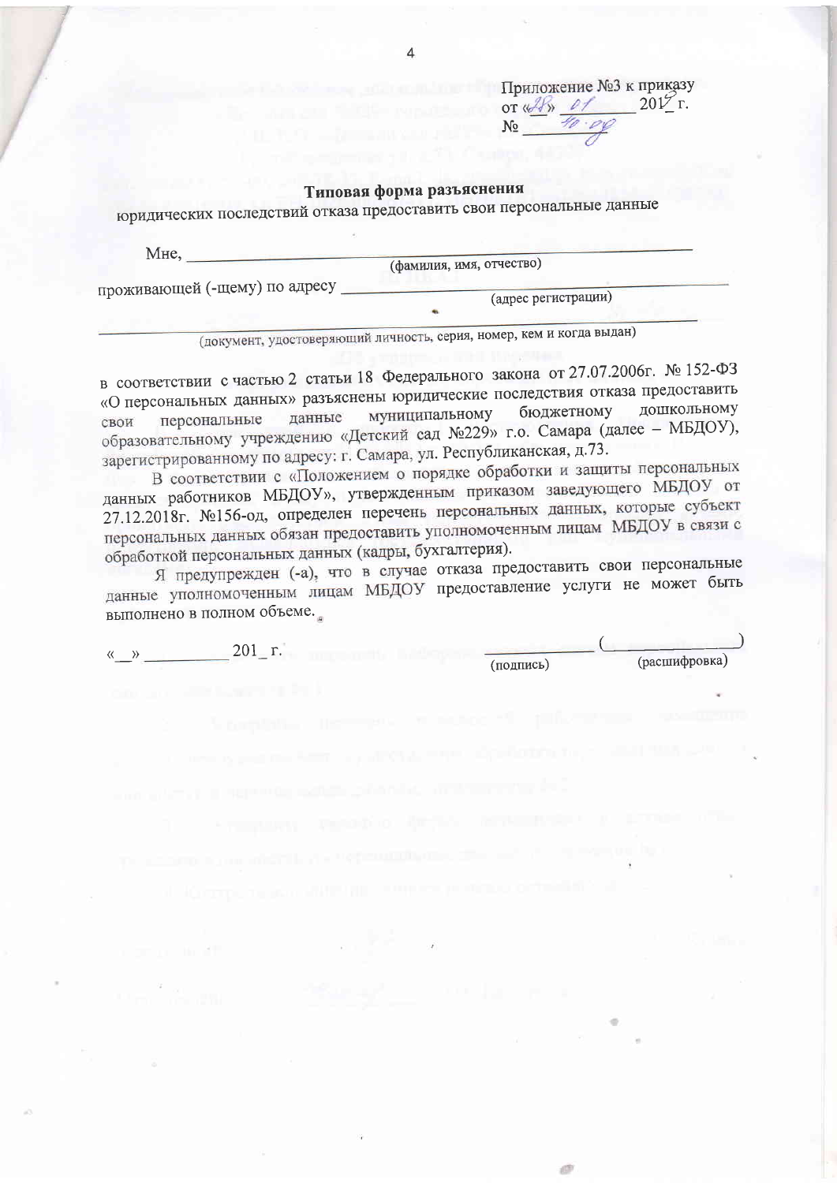Приложение №3 к приказу
от «28» 01 2019 г.
№ 10-од

**Типовая форма разъяснения**
юридических последствий отказа предоставить свои персональные данные

Мне, ____________________________________________
(фамилия, имя, отчество)

проживающей (-щему) по адресу ____________________________________________
(адрес регистрации)

____________________________________________
(документ, удостоверяющий личность, серия, номер, кем и когда выдан)

в соответствии с частью 2 статьи 18 Федерального закона от 27.07.2006г. № 152-ФЗ «О персональных данных» разъяснены юридические последствия отказа предоставить свои персональные данные муниципальному бюджетному дошкольному образовательному учреждению «Детский сад №229» г.о. Самара (далее – МБДОУ), зарегистрированному по адресу: г. Самара, ул. Республиканская, д.73.

В соответствии с «Положением о порядке обработки и защиты персональных данных работников МБДОУ», утвержденным приказом заведующего МБДОУ от 27.12.2018г. №156-од, определен перечень персональных данных, которые субъект персональных данных обязан предоставить уполномоченным лицам МБДОУ в связи с обработкой персональных данных (кадры, бухгалтерия).

Я предупрежден (-а), что в случае отказа предоставить свои персональные данные уполномоченным лицам МБДОУ предоставление услуги не может быть выполнено в полном объеме.

«__» __________ 201_ г. ______________ (______________)
(подпись) (расшифровка)